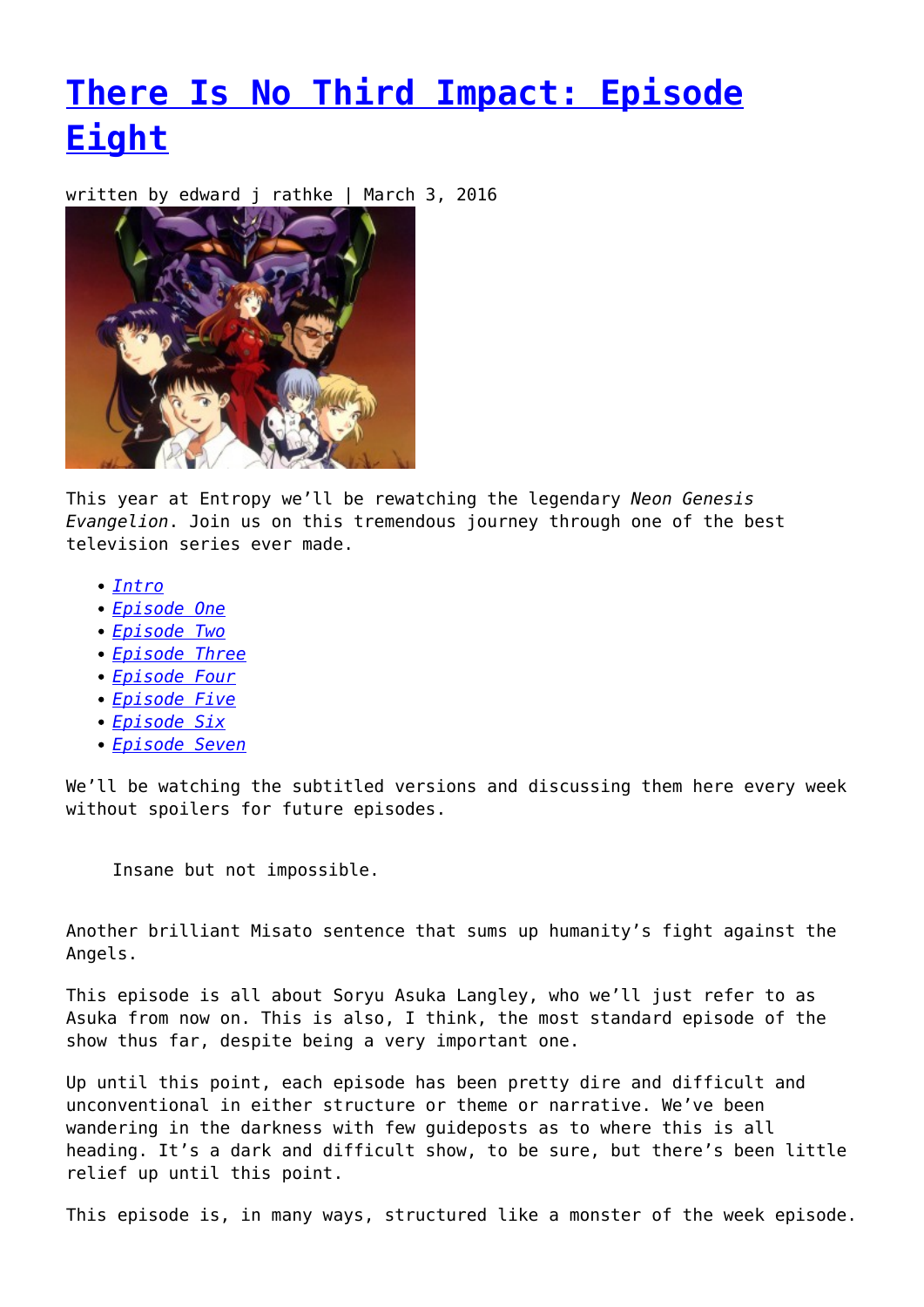# [There Is No Third Impact: Episode Eight]

written by edward j rathke | March 3, 2016

This year at Entropy we'll be rewatching the legendary *Neon Genesis Evangelion*. Join us on this tremendous journey through one of the best television series ever made.

- *Intro*
- *Episode One*
- *Episode Two*
- *Episode Three*
- *Episode Four*
- *Episode Five*
- *Episode Six*
- *Episode Seven*

We'll be watching the subtitled versions and discussing them here every week without spoilers for future episodes.

> Insane but not impossible.

Another brilliant Misato sentence that sums up humanity's fight against the Angels.

This episode is all about Soryu Asuka Langley, who we'll just refer to as Asuka from now on. This is also, I think, the most standard episode of the show thus far, despite being a very important one.

Up until this point, each episode has been pretty dire and difficult and unconventional in either structure or theme or narrative. We've been wandering in the darkness with few guideposts as to where this is all heading. It's a dark and difficult show, to be sure, but there's been little relief up until this point.

This episode is, in many ways, structured like a monster of the week episode.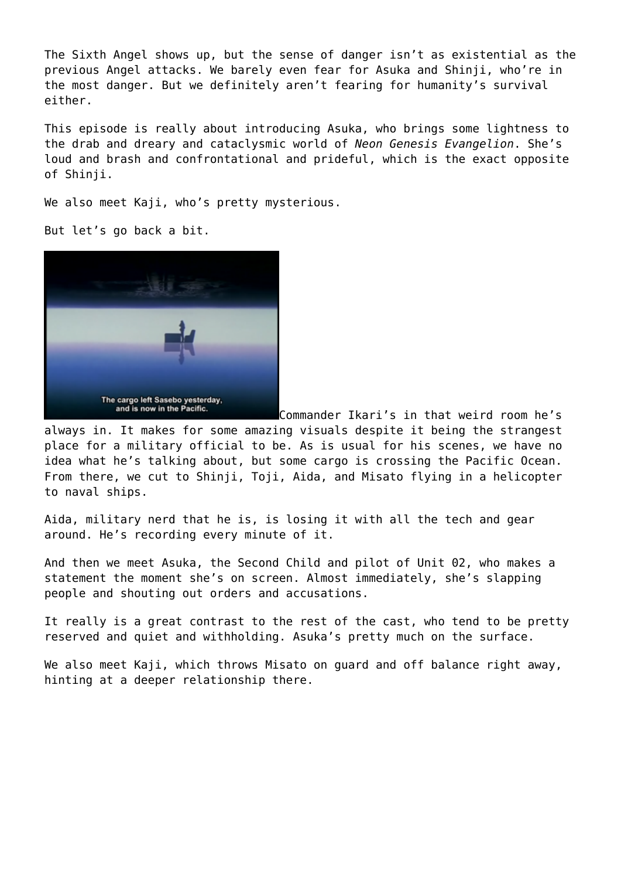The Sixth Angel shows up, but the sense of danger isn't as existential as the previous Angel attacks. We barely even fear for Asuka and Shinji, who're in the most danger. But we definitely aren't fearing for humanity's survival either.

This episode is really about introducing Asuka, who brings some lightness to the drab and dreary and cataclysmic world of *Neon Genesis Evangelion*. She's loud and brash and confrontational and prideful, which is the exact opposite of Shinji.

We also meet Kaji, who's pretty mysterious.

But let's go back a bit.

Commander Ikari's in that weird room he's always in. It makes for some amazing visuals despite it being the strangest place for a military official to be. As is usual for his scenes, we have no idea what he's talking about, but some cargo is crossing the Pacific Ocean. From there, we cut to Shinji, Toji, Aida, and Misato flying in a helicopter to naval ships.

Aida, military nerd that he is, is losing it with all the tech and gear around. He's recording every minute of it.

And then we meet Asuka, the Second Child and pilot of Unit 02, who makes a statement the moment she's on screen. Almost immediately, she's slapping people and shouting out orders and accusations.

It really is a great contrast to the rest of the cast, who tend to be pretty reserved and quiet and withholding. Asuka's pretty much on the surface.

We also meet Kaji, which throws Misato on guard and off balance right away, hinting at a deeper relationship there.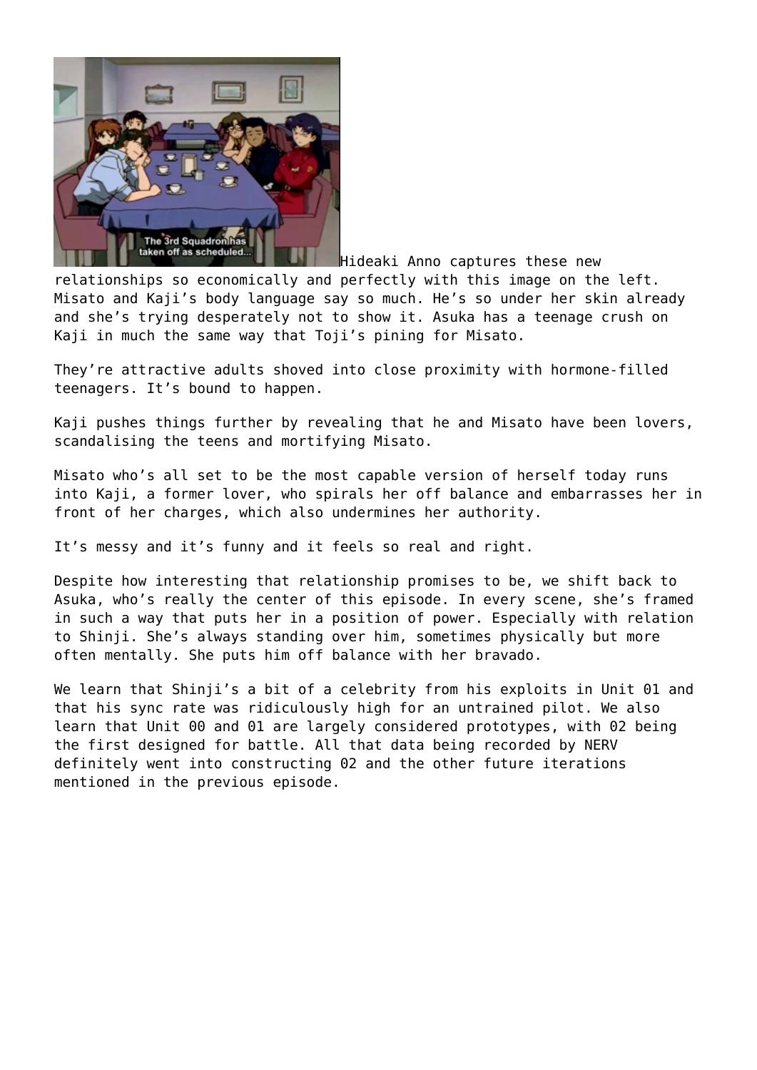Hideaki Anno captures these new relationships so economically and perfectly with this image on the left. Misato and Kaji's body language say so much. He's so under her skin already and she's trying desperately not to show it. Asuka has a teenage crush on Kaji in much the same way that Toji's pining for Misato.

They're attractive adults shoved into close proximity with hormone-filled teenagers. It's bound to happen.

Kaji pushes things further by revealing that he and Misato have been lovers, scandalising the teens and mortifying Misato.

Misato who's all set to be the most capable version of herself today runs into Kaji, a former lover, who spirals her off balance and embarrasses her in front of her charges, which also undermines her authority.

It's messy and it's funny and it feels so real and right.

Despite how interesting that relationship promises to be, we shift back to Asuka, who's really the center of this episode. In every scene, she's framed in such a way that puts her in a position of power. Especially with relation to Shinji. She's always standing over him, sometimes physically but more often mentally. She puts him off balance with her bravado.

We learn that Shinji's a bit of a celebrity from his exploits in Unit 01 and that his sync rate was ridiculously high for an untrained pilot. We also learn that Unit 00 and 01 are largely considered prototypes, with 02 being the first designed for battle. All that data being recorded by NERV definitely went into constructing 02 and the other future iterations mentioned in the previous episode.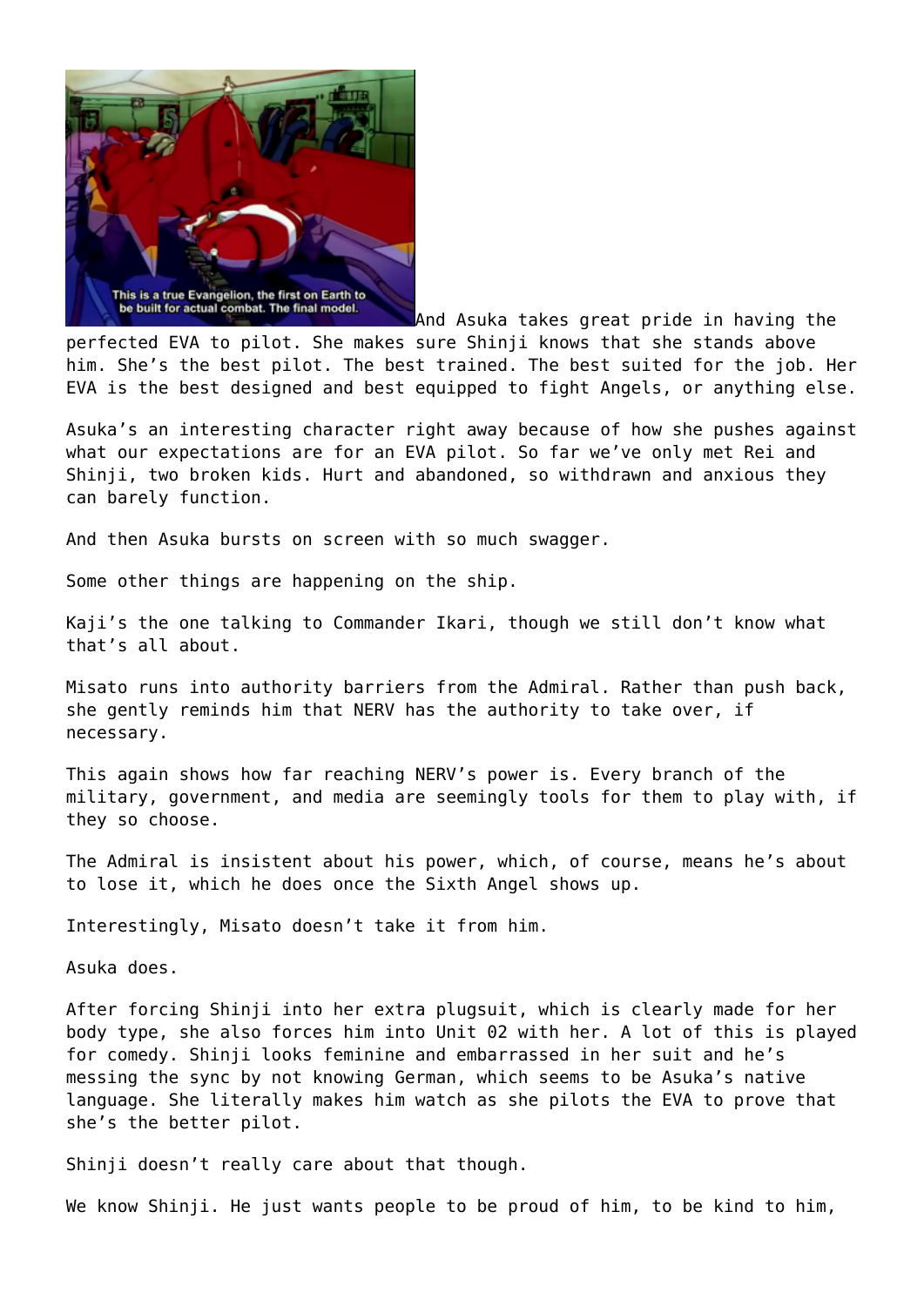And Asuka takes great pride in having the perfected EVA to pilot. She makes sure Shinji knows that she stands above him. She's the best pilot. The best trained. The best suited for the job. Her EVA is the best designed and best equipped to fight Angels, or anything else.

Asuka's an interesting character right away because of how she pushes against what our expectations are for an EVA pilot. So far we've only met Rei and Shinji, two broken kids. Hurt and abandoned, so withdrawn and anxious they can barely function.

And then Asuka bursts on screen with so much swagger.

Some other things are happening on the ship.

Kaji's the one talking to Commander Ikari, though we still don't know what that's all about.

Misato runs into authority barriers from the Admiral. Rather than push back, she gently reminds him that NERV has the authority to take over, if necessary.

This again shows how far reaching NERV's power is. Every branch of the military, government, and media are seemingly tools for them to play with, if they so choose.

The Admiral is insistent about his power, which, of course, means he's about to lose it, which he does once the Sixth Angel shows up.

Interestingly, Misato doesn't take it from him.

Asuka does.

After forcing Shinji into her extra plugsuit, which is clearly made for her body type, she also forces him into Unit 02 with her. A lot of this is played for comedy. Shinji looks feminine and embarrassed in her suit and he's messing the sync by not knowing German, which seems to be Asuka's native language. She literally makes him watch as she pilots the EVA to prove that she's the better pilot.

Shinji doesn't really care about that though.

We know Shinji. He just wants people to be proud of him, to be kind to him,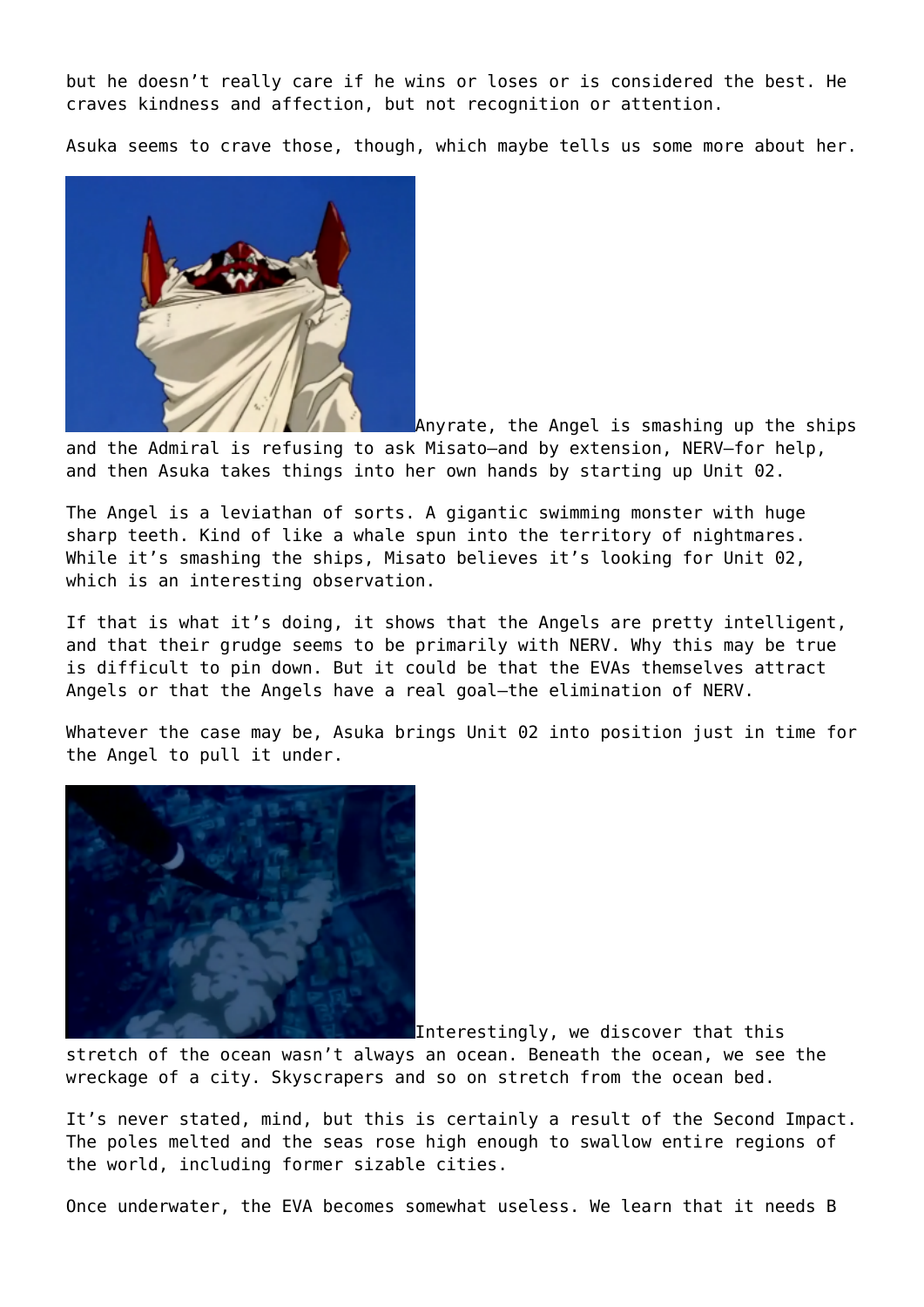but he doesn't really care if he wins or loses or is considered the best. He craves kindness and affection, but not recognition or attention.

Asuka seems to crave those, though, which maybe tells us some more about her.

Anyrate, the Angel is smashing up the ships and the Admiral is refusing to ask Misato—and by extension, NERV—for help, and then Asuka takes things into her own hands by starting up Unit 02.

The Angel is a leviathan of sorts. A gigantic swimming monster with huge sharp teeth. Kind of like a whale spun into the territory of nightmares. While it's smashing the ships, Misato believes it's looking for Unit 02, which is an interesting observation.

If that is what it's doing, it shows that the Angels are pretty intelligent, and that their grudge seems to be primarily with NERV. Why this may be true is difficult to pin down. But it could be that the EVAs themselves attract Angels or that the Angels have a real goal—the elimination of NERV.

Whatever the case may be, Asuka brings Unit 02 into position just in time for the Angel to pull it under.

Interestingly, we discover that this stretch of the ocean wasn't always an ocean. Beneath the ocean, we see the wreckage of a city. Skyscrapers and so on stretch from the ocean bed.

It's never stated, mind, but this is certainly a result of the Second Impact. The poles melted and the seas rose high enough to swallow entire regions of the world, including former sizable cities.

Once underwater, the EVA becomes somewhat useless. We learn that it needs B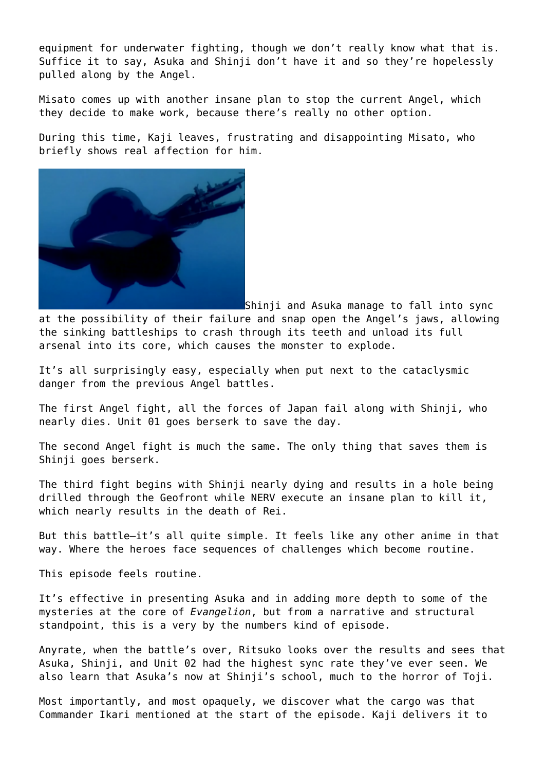equipment for underwater fighting, though we don't really know what that is. Suffice it to say, Asuka and Shinji don't have it and so they're hopelessly pulled along by the Angel.

Misato comes up with another insane plan to stop the current Angel, which they decide to make work, because there's really no other option.

During this time, Kaji leaves, frustrating and disappointing Misato, who briefly shows real affection for him.

Shinji and Asuka manage to fall into sync at the possibility of their failure and snap open the Angel's jaws, allowing the sinking battleships to crash through its teeth and unload its full arsenal into its core, which causes the monster to explode.

It's all surprisingly easy, especially when put next to the cataclysmic danger from the previous Angel battles.

The first Angel fight, all the forces of Japan fail along with Shinji, who nearly dies. Unit 01 goes berserk to save the day.

The second Angel fight is much the same. The only thing that saves them is Shinji goes berserk.

The third fight begins with Shinji nearly dying and results in a hole being drilled through the Geofront while NERV execute an insane plan to kill it, which nearly results in the death of Rei.

But this battle—it's all quite simple. It feels like any other anime in that way. Where the heroes face sequences of challenges which become routine.

This episode feels routine.

It's effective in presenting Asuka and in adding more depth to some of the mysteries at the core of *Evangelion*, but from a narrative and structural standpoint, this is a very by the numbers kind of episode.

Anyrate, when the battle's over, Ritsuko looks over the results and sees that Asuka, Shinji, and Unit 02 had the highest sync rate they've ever seen. We also learn that Asuka's now at Shinji's school, much to the horror of Toji.

Most importantly, and most opaquely, we discover what the cargo was that Commander Ikari mentioned at the start of the episode. Kaji delivers it to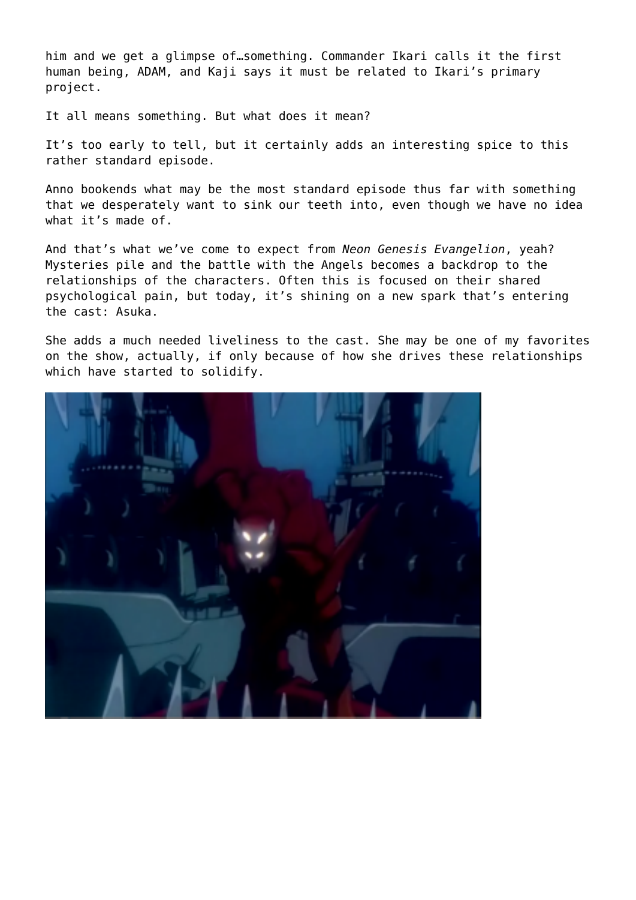him and we get a glimpse of…something. Commander Ikari calls it the first human being, ADAM, and Kaji says it must be related to Ikari's primary project.

It all means something. But what does it mean?

It's too early to tell, but it certainly adds an interesting spice to this rather standard episode.

Anno bookends what may be the most standard episode thus far with something that we desperately want to sink our teeth into, even though we have no idea what it's made of.

And that's what we've come to expect from *Neon Genesis Evangelion*, yeah? Mysteries pile and the battle with the Angels becomes a backdrop to the relationships of the characters. Often this is focused on their shared psychological pain, but today, it's shining on a new spark that's entering the cast: Asuka.

She adds a much needed liveliness to the cast. She may be one of my favorites on the show, actually, if only because of how she drives these relationships which have started to solidify.